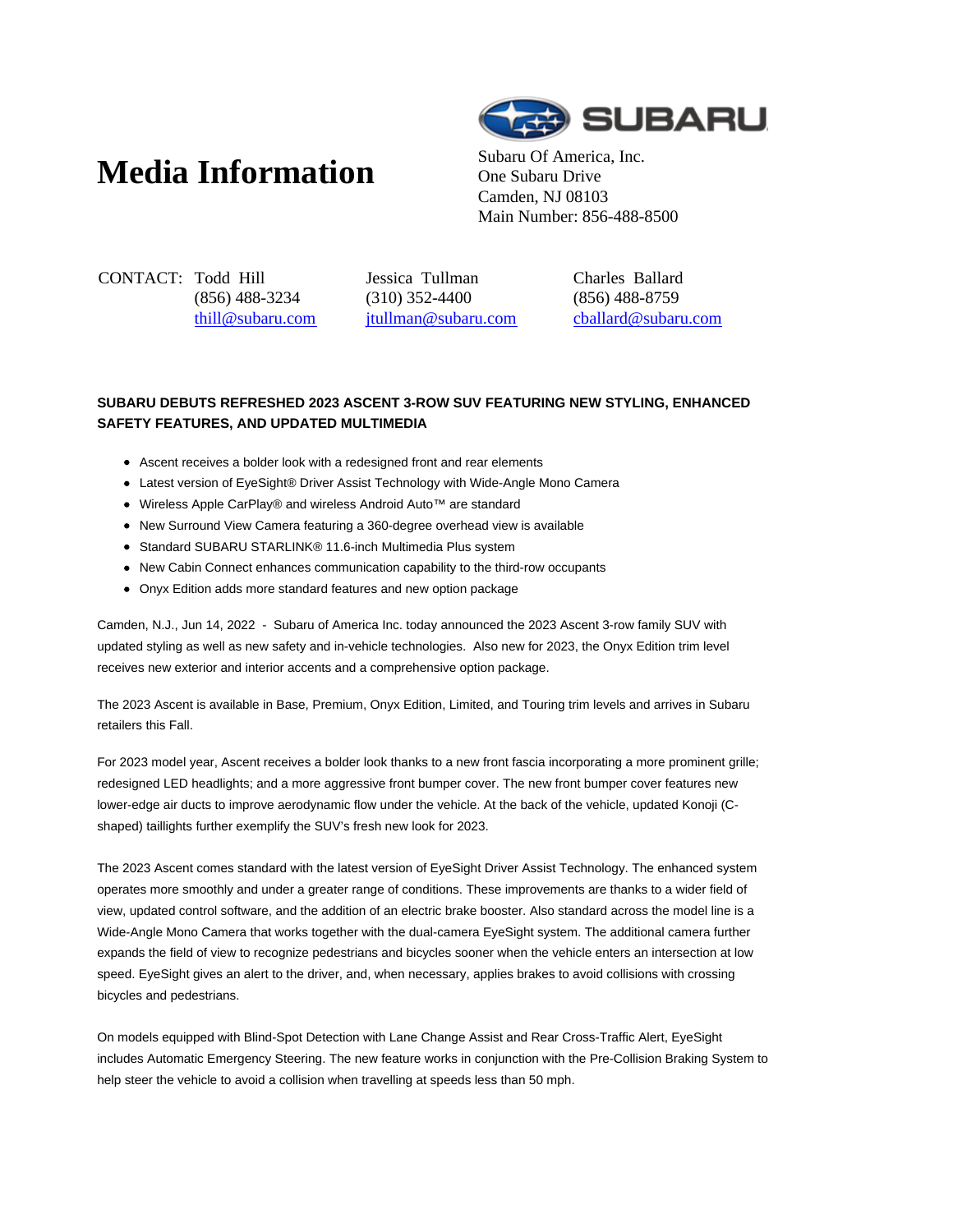# Media Information

Subaru Of America, Inc.
One Subaru Drive
Camden, NJ 08103
Main Number: 856-488-8500

| CONTACT: | Todd Hill | Jessica Tullman | Charles Ballard |
|---|---|---|---|
| | (856) 488-3234 | (310) 352-4400 | (856) 488-8759 |
| | thill@subaru.com | jtullman@subaru.com | cballard@subaru.com |

**SUBARU DEBUTS REFRESHED 2023 ASCENT 3-ROW SUV FEATURING NEW STYLING, ENHANCED SAFETY FEATURES, AND UPDATED MULTIMEDIA**

- Ascent receives a bolder look with a redesigned front and rear elements
- Latest version of EyeSight® Driver Assist Technology with Wide-Angle Mono Camera
- Wireless Apple CarPlay® and wireless Android Auto™ are standard
- New Surround View Camera featuring a 360-degree overhead view is available
- Standard SUBARU STARLINK® 11.6-inch Multimedia Plus system
- New Cabin Connect enhances communication capability to the third-row occupants
- Onyx Edition adds more standard features and new option package

Camden, N.J., Jun 14, 2022 - Subaru of America Inc. today announced the 2023 Ascent 3-row family SUV with updated styling as well as new safety and in-vehicle technologies. Also new for 2023, the Onyx Edition trim level receives new exterior and interior accents and a comprehensive option package.

The 2023 Ascent is available in Base, Premium, Onyx Edition, Limited, and Touring trim levels and arrives in Subaru retailers this Fall.

For 2023 model year, Ascent receives a bolder look thanks to a new front fascia incorporating a more prominent grille; redesigned LED headlights; and a more aggressive front bumper cover. The new front bumper cover features new lower-edge air ducts to improve aerodynamic flow under the vehicle. At the back of the vehicle, updated Konoji (C-shaped) taillights further exemplify the SUV's fresh new look for 2023.

The 2023 Ascent comes standard with the latest version of EyeSight Driver Assist Technology. The enhanced system operates more smoothly and under a greater range of conditions. These improvements are thanks to a wider field of view, updated control software, and the addition of an electric brake booster. Also standard across the model line is a Wide-Angle Mono Camera that works together with the dual-camera EyeSight system. The additional camera further expands the field of view to recognize pedestrians and bicycles sooner when the vehicle enters an intersection at low speed. EyeSight gives an alert to the driver, and, when necessary, applies brakes to avoid collisions with crossing bicycles and pedestrians.

On models equipped with Blind-Spot Detection with Lane Change Assist and Rear Cross-Traffic Alert, EyeSight includes Automatic Emergency Steering. The new feature works in conjunction with the Pre-Collision Braking System to help steer the vehicle to avoid a collision when travelling at speeds less than 50 mph.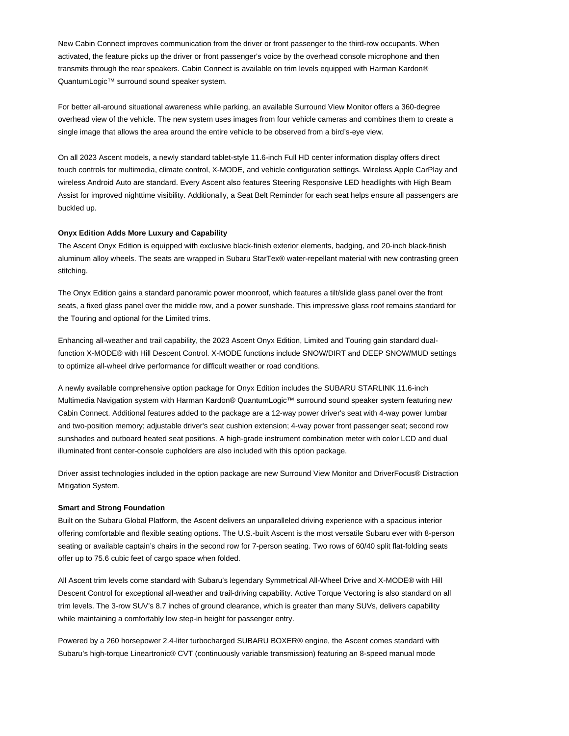New Cabin Connect improves communication from the driver or front passenger to the third-row occupants. When activated, the feature picks up the driver or front passenger's voice by the overhead console microphone and then transmits through the rear speakers. Cabin Connect is available on trim levels equipped with Harman Kardon® QuantumLogic™ surround sound speaker system.

For better all-around situational awareness while parking, an available Surround View Monitor offers a 360-degree overhead view of the vehicle. The new system uses images from four vehicle cameras and combines them to create a single image that allows the area around the entire vehicle to be observed from a bird's-eye view.

On all 2023 Ascent models, a newly standard tablet-style 11.6-inch Full HD center information display offers direct touch controls for multimedia, climate control, X-MODE, and vehicle configuration settings. Wireless Apple CarPlay and wireless Android Auto are standard. Every Ascent also features Steering Responsive LED headlights with High Beam Assist for improved nighttime visibility. Additionally, a Seat Belt Reminder for each seat helps ensure all passengers are buckled up.

**Onyx Edition Adds More Luxury and Capability**

The Ascent Onyx Edition is equipped with exclusive black-finish exterior elements, badging, and 20-inch black-finish aluminum alloy wheels. The seats are wrapped in Subaru StarTex® water-repellant material with new contrasting green stitching.

The Onyx Edition gains a standard panoramic power moonroof, which features a tilt/slide glass panel over the front seats, a fixed glass panel over the middle row, and a power sunshade. This impressive glass roof remains standard for the Touring and optional for the Limited trims.

Enhancing all-weather and trail capability, the 2023 Ascent Onyx Edition, Limited and Touring gain standard dual-function X-MODE® with Hill Descent Control. X-MODE functions include SNOW/DIRT and DEEP SNOW/MUD settings to optimize all-wheel drive performance for difficult weather or road conditions.

A newly available comprehensive option package for Onyx Edition includes the SUBARU STARLINK 11.6-inch Multimedia Navigation system with Harman Kardon® QuantumLogic™ surround sound speaker system featuring new Cabin Connect. Additional features added to the package are a 12-way power driver's seat with 4-way power lumbar and two-position memory; adjustable driver's seat cushion extension; 4-way power front passenger seat; second row sunshades and outboard heated seat positions. A high-grade instrument combination meter with color LCD and dual illuminated front center-console cupholders are also included with this option package.

Driver assist technologies included in the option package are new Surround View Monitor and DriverFocus® Distraction Mitigation System.

**Smart and Strong Foundation**

Built on the Subaru Global Platform, the Ascent delivers an unparalleled driving experience with a spacious interior offering comfortable and flexible seating options. The U.S.-built Ascent is the most versatile Subaru ever with 8-person seating or available captain's chairs in the second row for 7-person seating. Two rows of 60/40 split flat-folding seats offer up to 75.6 cubic feet of cargo space when folded.

All Ascent trim levels come standard with Subaru's legendary Symmetrical All-Wheel Drive and X-MODE® with Hill Descent Control for exceptional all-weather and trail-driving capability. Active Torque Vectoring is also standard on all trim levels. The 3-row SUV's 8.7 inches of ground clearance, which is greater than many SUVs, delivers capability while maintaining a comfortably low step-in height for passenger entry.

Powered by a 260 horsepower 2.4-liter turbocharged SUBARU BOXER® engine, the Ascent comes standard with Subaru's high-torque Lineartronic® CVT (continuously variable transmission) featuring an 8-speed manual mode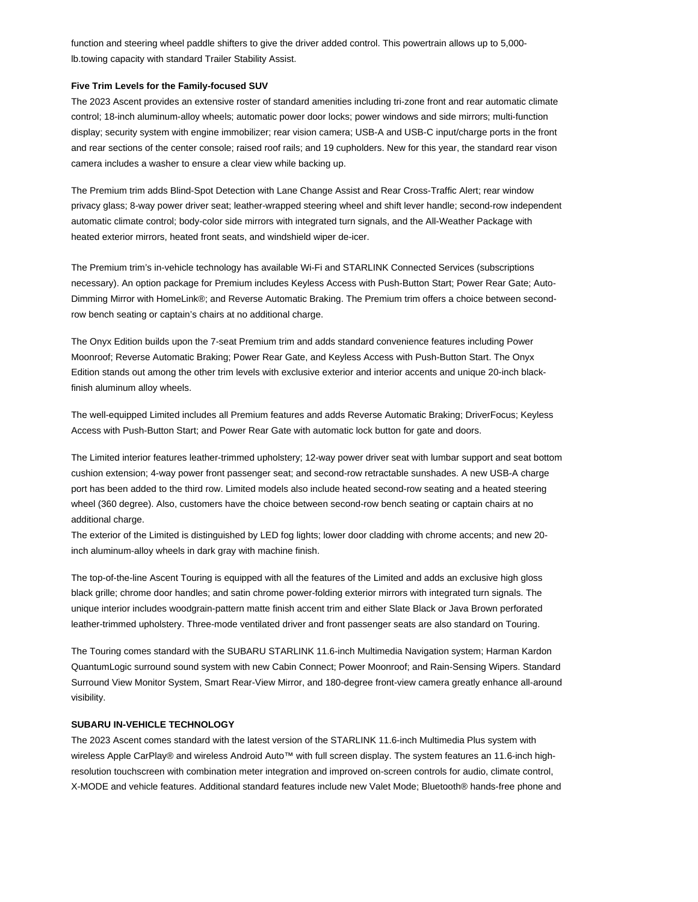function and steering wheel paddle shifters to give the driver added control. This powertrain allows up to 5,000-lb.towing capacity with standard Trailer Stability Assist.

**Five Trim Levels for the Family-focused SUV**

The 2023 Ascent provides an extensive roster of standard amenities including tri-zone front and rear automatic climate control; 18-inch aluminum-alloy wheels; automatic power door locks; power windows and side mirrors; multi-function display; security system with engine immobilizer; rear vision camera; USB-A and USB-C input/charge ports in the front and rear sections of the center console; raised roof rails; and 19 cupholders. New for this year, the standard rear vison camera includes a washer to ensure a clear view while backing up.

The Premium trim adds Blind-Spot Detection with Lane Change Assist and Rear Cross-Traffic Alert; rear window privacy glass; 8-way power driver seat; leather-wrapped steering wheel and shift lever handle; second-row independent automatic climate control; body-color side mirrors with integrated turn signals, and the All-Weather Package with heated exterior mirrors, heated front seats, and windshield wiper de-icer.

The Premium trim's in-vehicle technology has available Wi-Fi and STARLINK Connected Services (subscriptions necessary). An option package for Premium includes Keyless Access with Push-Button Start; Power Rear Gate; Auto-Dimming Mirror with HomeLink®; and Reverse Automatic Braking. The Premium trim offers a choice between second-row bench seating or captain's chairs at no additional charge.

The Onyx Edition builds upon the 7-seat Premium trim and adds standard convenience features including Power Moonroof; Reverse Automatic Braking; Power Rear Gate, and Keyless Access with Push-Button Start. The Onyx Edition stands out among the other trim levels with exclusive exterior and interior accents and unique 20-inch black-finish aluminum alloy wheels.

The well-equipped Limited includes all Premium features and adds Reverse Automatic Braking; DriverFocus; Keyless Access with Push-Button Start; and Power Rear Gate with automatic lock button for gate and doors.

The Limited interior features leather-trimmed upholstery; 12-way power driver seat with lumbar support and seat bottom cushion extension; 4-way power front passenger seat; and second-row retractable sunshades. A new USB-A charge port has been added to the third row. Limited models also include heated second-row seating and a heated steering wheel (360 degree). Also, customers have the choice between second-row bench seating or captain chairs at no additional charge.

The exterior of the Limited is distinguished by LED fog lights; lower door cladding with chrome accents; and new 20-inch aluminum-alloy wheels in dark gray with machine finish.

The top-of-the-line Ascent Touring is equipped with all the features of the Limited and adds an exclusive high gloss black grille; chrome door handles; and satin chrome power-folding exterior mirrors with integrated turn signals. The unique interior includes woodgrain-pattern matte finish accent trim and either Slate Black or Java Brown perforated leather-trimmed upholstery. Three-mode ventilated driver and front passenger seats are also standard on Touring.

The Touring comes standard with the SUBARU STARLINK 11.6-inch Multimedia Navigation system; Harman Kardon QuantumLogic surround sound system with new Cabin Connect; Power Moonroof; and Rain-Sensing Wipers. Standard Surround View Monitor System, Smart Rear-View Mirror, and 180-degree front-view camera greatly enhance all-around visibility.

**SUBARU IN-VEHICLE TECHNOLOGY**

The 2023 Ascent comes standard with the latest version of the STARLINK 11.6-inch Multimedia Plus system with wireless Apple CarPlay® and wireless Android Auto™ with full screen display. The system features an 11.6-inch high-resolution touchscreen with combination meter integration and improved on-screen controls for audio, climate control, X-MODE and vehicle features. Additional standard features include new Valet Mode; Bluetooth® hands-free phone and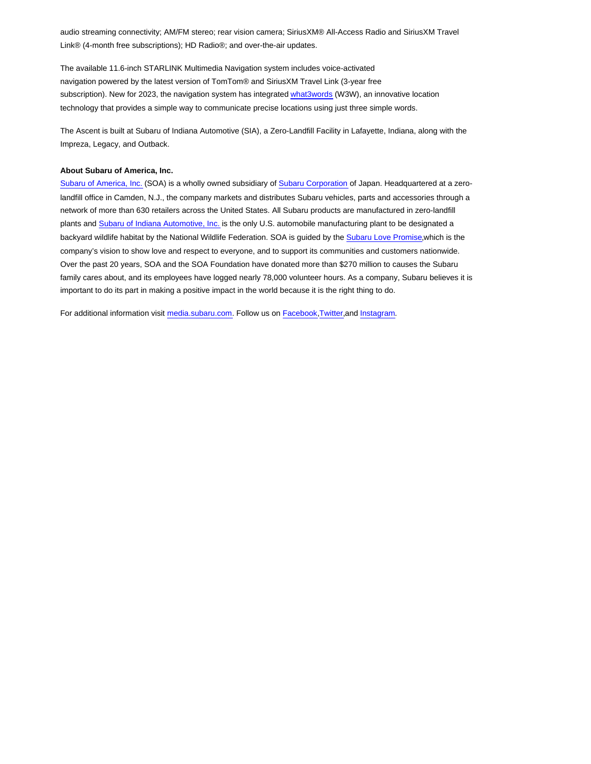audio streaming connectivity; AM/FM stereo; rear vision camera; SiriusXM® All-Access Radio and SiriusXM Travel Link® (4-month free subscriptions); HD Radio®; and over-the-air updates.

The available 11.6-inch STARLINK Multimedia Navigation system includes voice-activated navigation powered by the latest version of TomTom® and SiriusXM Travel Link (3-year free subscription). New for 2023, the navigation system has integrated what3words (W3W), an innovative location technology that provides a simple way to communicate precise locations using just three simple words.

The Ascent is built at Subaru of Indiana Automotive (SIA), a Zero-Landfill Facility in Lafayette, Indiana, along with the Impreza, Legacy, and Outback.

**About Subaru of America, Inc.**

Subaru of America, Inc. (SOA) is a wholly owned subsidiary of Subaru Corporation of Japan. Headquartered at a zero-landfill office in Camden, N.J., the company markets and distributes Subaru vehicles, parts and accessories through a network of more than 630 retailers across the United States. All Subaru products are manufactured in zero-landfill plants and Subaru of Indiana Automotive, Inc. is the only U.S. automobile manufacturing plant to be designated a backyard wildlife habitat by the National Wildlife Federation. SOA is guided by the Subaru Love Promise,which is the company's vision to show love and respect to everyone, and to support its communities and customers nationwide. Over the past 20 years, SOA and the SOA Foundation have donated more than $270 million to causes the Subaru family cares about, and its employees have logged nearly 78,000 volunteer hours. As a company, Subaru believes it is important to do its part in making a positive impact in the world because it is the right thing to do.

For additional information visit media.subaru.com. Follow us on Facebook,Twitter,and Instagram.